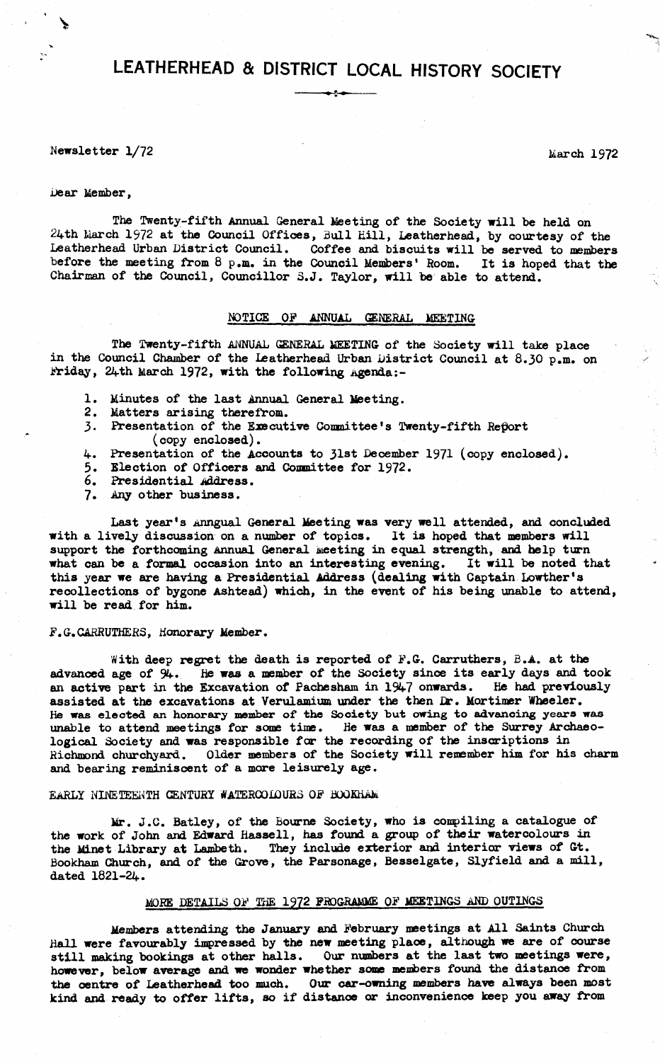# LEATHERHEAD & DISTRICT LOCAL HISTORY SOCIETY

Newsletter 1/72 March 1972

Dear Member,

The Twenty-fifth Annual General Meeting of the Society will be held on 24th March 1972 at the Council Offices, Bull Hill, Leatherhead, by courtesy of the Leatherhead Urban District Council. Coffee and biscuits will be served to members before the meeting from 8 p.m. in the Council Members' Room. It is hoped that the Chairman of the Council, Councillor S.J. Taylor, will be able to attend.

## NOTICE OF ANNUAL GENERAL MEETING

The Twenty-fifth ANNUAL GENERAL MEETING of the Society will take place in the Council Chamber of the Leatherhead Urban District Council at 8.30 p.m. on Friday, 24th March 1972, with the following Agenda:-

1. Minutes of the last Annual General Meeting.
2. Matters arising therefrom.
3. Presentation of the Executive Committee's Twenty-fifth Report (copy enclosed).
4. Presentation of the Accounts to 31st December 1971 (copy enclosed).
5. Election of Officers and Committee for 1972.
6. Presidential Address.
7. Any other business.

Last year's Anngual General Meeting was very well attended, and concluded with a lively discussion on a number of topics. It is hoped that members will support the forthcoming Annual General Meeting in equal strength, and help turn what can be a formal occasion into an interesting evening. It will be noted that this year we are having a Presidential Address (dealing with Captain Lowther's recollections of bygone Ashtead) which, in the event of his being unable to attend, will be read for him.

F.G.CARRUTHERS, Honorary Member.

With deep regret the death is reported of F.G. Carruthers, B.A. at the advanced age of 94. He was a member of the Society since its early days and took an active part in the Excavation of Pachesham in 1947 onwards. He had previously assisted at the excavations at Verulamium under the then Dr. Mortimer Wheeler. He was elected an honorary member of the Society but owing to advancing years was unable to attend meetings for some time. He was a member of the Surrey Archaeological Society and was responsible for the recording of the inscriptions in Richmond churchyard. Older members of the Society will remember him for his charm and bearing reminiscent of a more leisurely age.

EARLY NINETEENTH CENTURY WATERCOLOURS OF BOOKHAM

Mr. J.C. Batley, of the Bourne Society, who is compiling a catalogue of the work of John and Edward Hassell, has found a group of their watercolours in the Minet Library at Lambeth. They include exterior and interior views of Gt. Bookham Church, and of the Grove, the Parsonage, Besselgate, Slyfield and a mill, dated 1821-24.

## MORE DETAILS OF THE 1972 PROGRAMME OF MEETINGS AND OUTINGS

Members attending the January and February meetings at All Saints Church Hall were favourably impressed by the new meeting place, although we are of course still making bookings at other halls. Our numbers at the last two meetings were, however, below average and we wonder whether some members found the distance from the centre of Leatherhead too much. Our car-owning members have always been most kind and ready to offer lifts, so if distance or inconvenience keep you away from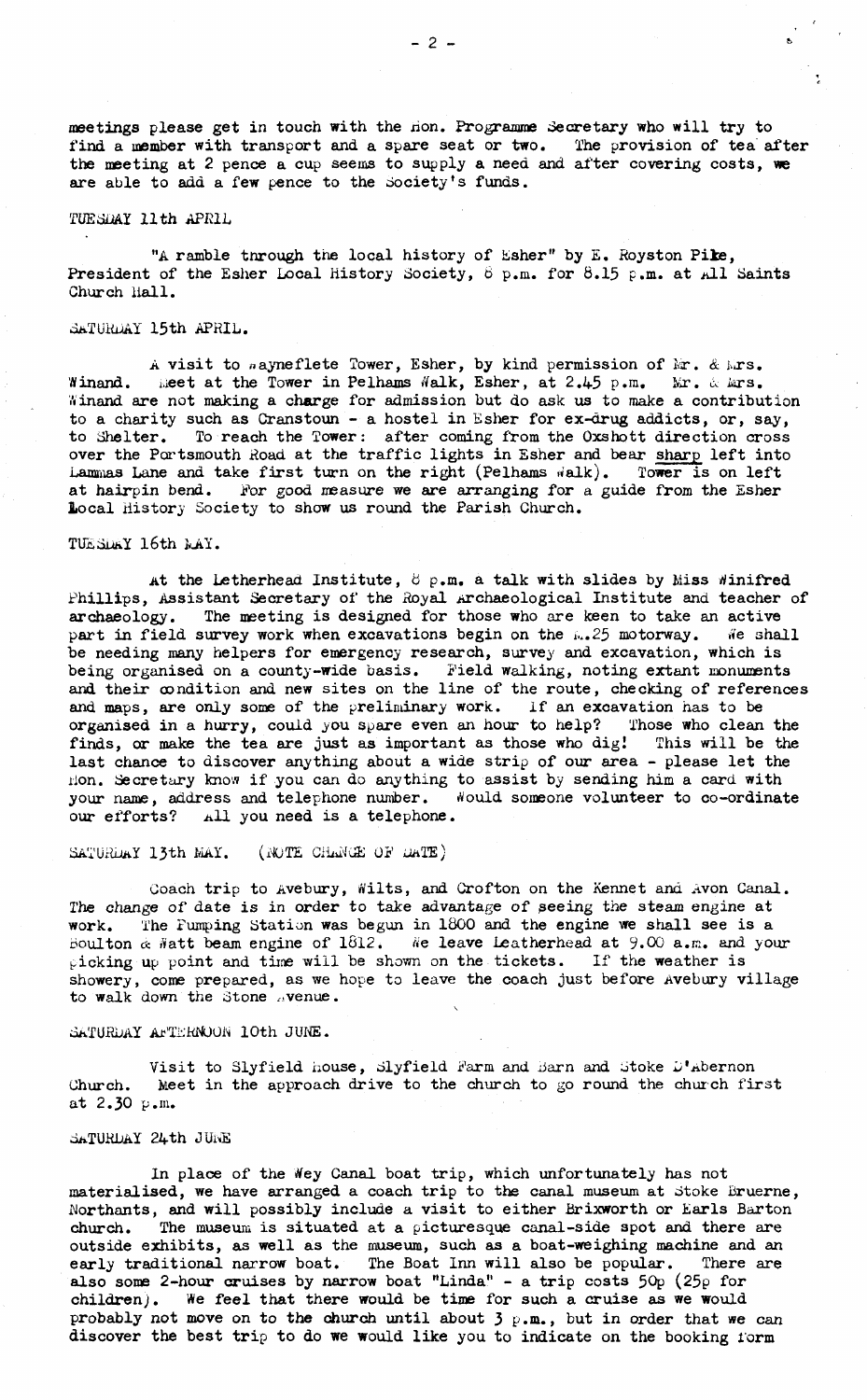meetings please get in touch with the Hon. Programme Secretary who will try to find a member with transport and a spare seat or two. The provision of tea after the meeting at 2 pence a cup seems to supply a need and after covering costs, we are able to add a few pence to the Society's funds.

TUESDAY 11th APRIL

"A ramble through the local history of Esher" by E. Royston Pike, President of the Esher Local History Society, 8 p.m. for 8.15 p.m. at All Saints Church Hall.

SATURDAY 15th APRIL.

A visit to Wayneflete Tower, Esher, by kind permission of Mr. & Mrs. Winand. Meet at the Tower in Pelhams Walk, Esher, at 2.45 p.m. Mr. & Mrs. Winand are not making a charge for admission but do ask us to make a contribution to a charity such as Cranstoun - a hostel in Esher for ex-drug addicts, or, say, to Shelter. To reach the Tower: after coming from the Oxshott direction cross over the Portsmouth Road at the traffic lights in Esher and bear sharp left into Lammas Lane and take first turn on the right (Pelhams Walk). Tower is on left at hairpin bend. For good measure we are arranging for a guide from the Esher Local History Society to show us round the Parish Church.

TUESDAY 16th MAY.

At the Letherhead Institute, 8 p.m. a talk with slides by Miss Winifred Phillips, Assistant Secretary of the Royal Archaeological Institute and teacher of archaeology. The meeting is designed for those who are keen to take an active part in field survey work when excavations begin on the M.25 motorway. We shall be needing many helpers for emergency research, survey and excavation, which is being organised on a county-wide basis. Field walking, noting extant monuments and their condition and new sites on the line of the route, checking of references and maps, are only some of the preliminary work. If an excavation has to be organised in a hurry, could you spare even an hour to help? Those who clean the finds, or make the tea are just as important as those who dig! This will be the last chance to discover anything about a wide strip of our area - please let the Hon. Secretary know if you can do anything to assist by sending him a card with your name, address and telephone number. Would someone volunteer to co-ordinate our efforts? All you need is a telephone.

SATURDAY 13th MAY. (NOTE CHANGE OF DATE)

Coach trip to Avebury, Wilts, and Crofton on the Kennet and Avon Canal. The change of date is in order to take advantage of seeing the steam engine at work. The Pumping Station was begun in 1800 and the engine we shall see is a Boulton & Watt beam engine of 1812. We leave Leatherhead at 9.00 a.m. and your picking up point and time will be shown on the tickets. If the weather is showery, come prepared, as we hope to leave the coach just before Avebury village to walk down the Stone Avenue.

SATURDAY AFTERNOON 10th JUNE.

Visit to Slyfield House, Slyfield Farm and Barn and Stoke D'Abernon Church. Meet in the approach drive to the church to go round the church first at 2.30 p.m.

SATURDAY 24th JUNE

In place of the Wey Canal boat trip, which unfortunately has not materialised, we have arranged a coach trip to the canal museum at Stoke Bruerne, Northants, and will possibly include a visit to either Brixworth or Earls Barton church. The museum is situated at a picturesque canal-side spot and there are outside exhibits, as well as the museum, such as a boat-weighing machine and an early traditional narrow boat. The Boat Inn will also be popular. There are also some 2-hour cruises by narrow boat "Linda" - a trip costs 50p (25p for children). We feel that there would be time for such a cruise as we would probably not move on to the church until about 3 p.m., but in order that we can discover the best trip to do we would like you to indicate on the booking form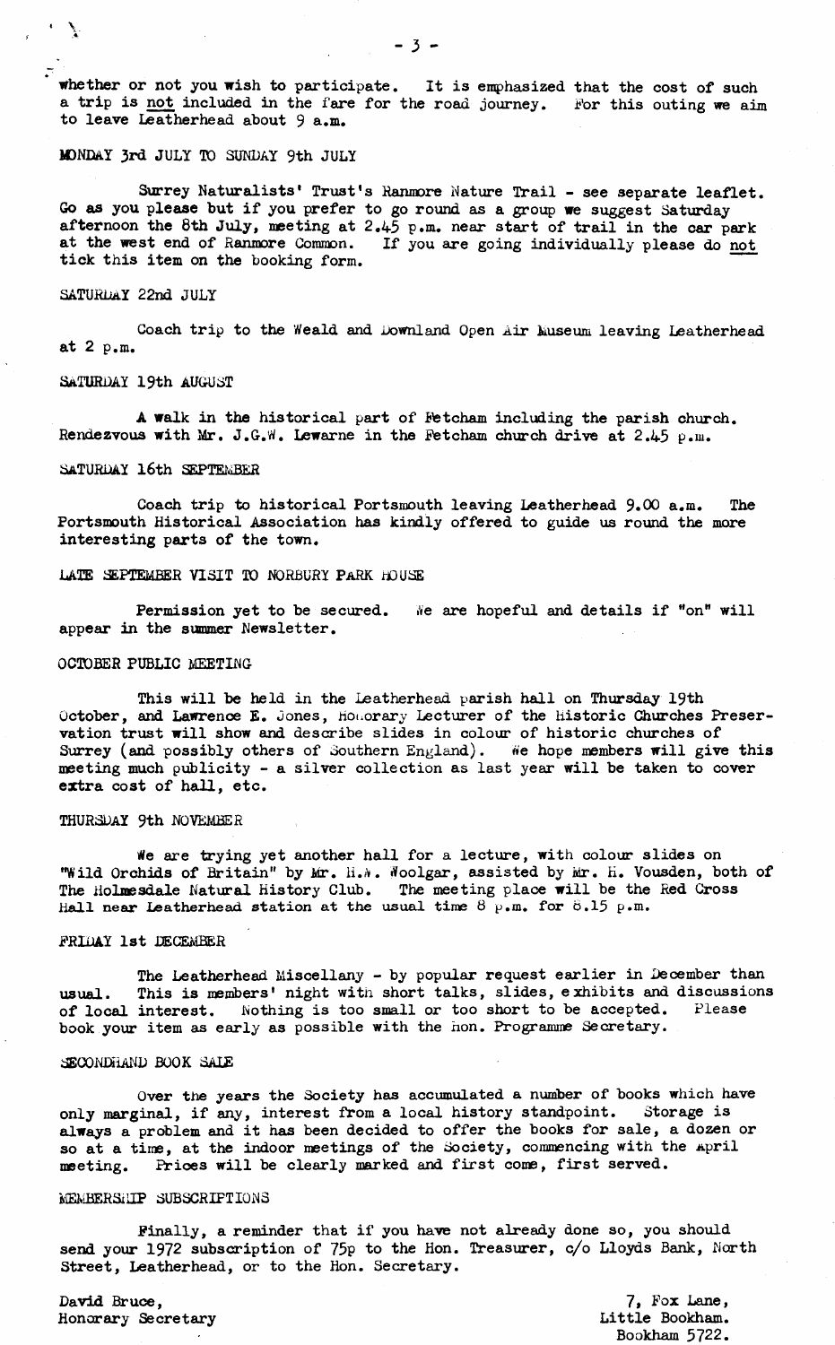whether or not you wish to participate. It is emphasized that the cost of such a trip is not included in the fare for the road journey. For this outing we aim to leave Leatherhead about 9 a.m.

### MONDAY 3rd JULY TO SUNDAY 9th JULY

Surrey Naturalists' Trust's Ranmore Nature Trail - see separate leaflet. Go as you please but if you prefer to go round as a group we suggest Saturday afternoon the 8th July, meeting at 2.45 p.m. near start of trail in the car park at the west end of Ranmore Common. If you are going individually please do not tick this item on the booking form.

### SATURDAY 22nd JULY

Coach trip to the Weald and Downland Open Air Museum leaving Leatherhead at 2 p.m.

### SATURDAY 19th AUGUST

A walk in the historical part of Fetcham including the parish church. Rendezvous with Mr. J.G.W. Lewarne in the Fetcham church drive at 2.45 p.m.

### SATURDAY 16th SEPTEMBER

Coach trip to historical Portsmouth leaving Leatherhead 9.00 a.m. The Portsmouth Historical Association has kindly offered to guide us round the more interesting parts of the town.

### LATE SEPTEMBER VISIT TO NORBURY PARK HOUSE

Permission yet to be secured. We are hopeful and details if "on" will appear in the summer Newsletter.

### OCTOBER PUBLIC MEETING

This will be held in the Leatherhead parish hall on Thursday 19th October, and Lawrence E. Jones, Honorary Lecturer of the Historic Churches Preservation trust will show and describe slides in colour of historic churches of Surrey (and possibly others of Southern England). We hope members will give this meeting much publicity - a silver collection as last year will be taken to cover extra cost of hall, etc.

### THURSDAY 9th NOVEMBER

We are trying yet another hall for a lecture, with colour slides on "Wild Orchids of Britain" by Mr. H.W. Woolgar, assisted by Mr. H. Vousden, both of The Holmesdale Natural History Club. The meeting place will be the Red Cross Hall near Leatherhead station at the usual time 8 p.m. for 8.15 p.m.

### FRIDAY 1st DECEMBER

The Leatherhead Miscellany - by popular request earlier in December than usual. This is members' night with short talks, slides, exhibits and discussions of local interest. Nothing is too small or too short to be accepted. Please book your item as early as possible with the Hon. Programme Secretary.

### SECONDHAND BOOK SALE

Over the years the Society has accumulated a number of books which have only marginal, if any, interest from a local history standpoint. Storage is always a problem and it has been decided to offer the books for sale, a dozen or so at a time, at the indoor meetings of the Society, commencing with the April meeting. Prices will be clearly marked and first come, first served.

### MEMBERSHIP SUBSCRIPTIONS

Finally, a reminder that if you have not already done so, you should send your 1972 subscription of 75p to the Hon. Treasurer, c/o Lloyds Bank, North Street, Leatherhead, or to the Hon. Secretary.

David Bruce,
Honorary Secretary

7, Fox Lane,
Little Bookham.
Bookham 5722.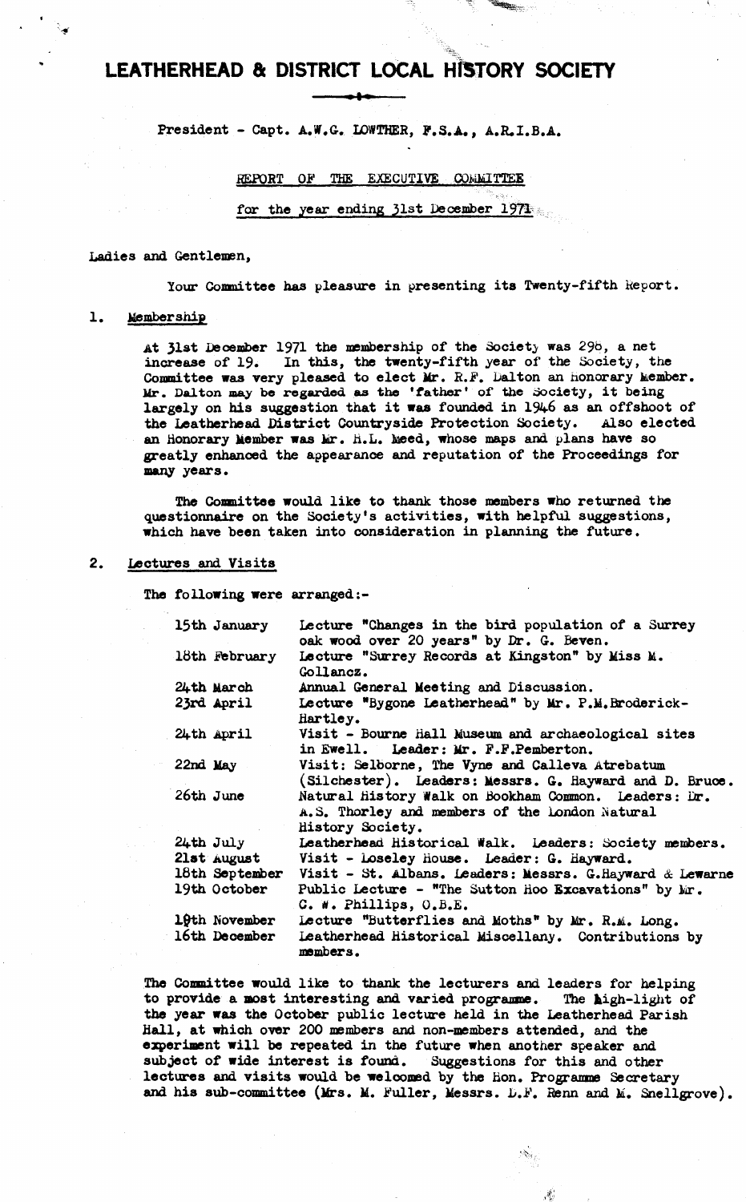# LEATHERHEAD & DISTRICT LOCAL HISTORY SOCIETY

President - Capt. A.W.G. LOWTHER, F.S.A., A.R.I.B.A.

## REPORT OF THE EXECUTIVE COMMITTEE

for the year ending 31st December 1971

Ladies and Gentlemen,

Your Committee has pleasure in presenting its Twenty-fifth Report.

## 1. Membership

At 31st December 1971 the membership of the Society was 296, a net increase of 19. In this, the twenty-fifth year of the Society, the Committee was very pleased to elect Mr. R.F. Dalton an Honorary Member. Mr. Dalton may be regarded as the 'father' of the Society, it being largely on his suggestion that it was founded in 1946 as an offshoot of the Leatherhead District Countryside Protection Society. Also elected an Honorary Member was Mr. H.L. Meed, whose maps and plans have so greatly enhanced the appearance and reputation of the Proceedings for many years.

The Committee would like to thank those members who returned the questionnaire on the Society's activities, with helpful suggestions, which have been taken into consideration in planning the future.

## 2. Lectures and Visits

The following were arranged:-

| | |
|---|---|
| 15th January | Lecture "Changes in the bird population of a Surrey oak wood over 20 years" by Dr. G. Beven. |
| 18th February | Lecture "Surrey Records at Kingston" by Miss M. Gollancz. |
| 24th March | Annual General Meeting and Discussion. |
| 23rd April | Lecture "Bygone Leatherhead" by Mr. P.M. Broderick-Hartley. |
| 24th April | Visit - Bourne Hall Museum and archaeological sites in Ewell. Leader: Mr. F.F. Pemberton. |
| 22nd May | Visit: Selborne, The Vyne and Calleva Atrebatum (Silchester). Leaders: Messrs. G. Hayward and D. Bruce. |
| 26th June | Natural History Walk on Bookham Common. Leaders: Dr. A.S. Thorley and members of the London Natural History Society. |
| 24th July | Leatherhead Historical Walk. Leaders: Society members. |
| 21st August | Visit - Loseley House. Leader: G. Hayward. |
| 18th September | Visit - St. Albans. Leaders: Messrs. G.Hayward & Lewarne |
| 19th October | Public Lecture - "The Sutton Hoo Excavations" by Mr. C. W. Phillips, O.B.E. |
| 19th November | Lecture "Butterflies and Moths" by Mr. R.M. Long. |
| 16th December | Leatherhead Historical Miscellany. Contributions by members. |

The Committee would like to thank the lecturers and leaders for helping to provide a most interesting and varied programme. The high-light of the year was the October public lecture held in the Leatherhead Parish Hall, at which over 200 members and non-members attended, and the experiment will be repeated in the future when another speaker and subject of wide interest is found. Suggestions for this and other lectures and visits would be welcomed by the Hon. Programme Secretary and his sub-committee (Mrs. M. Fuller, Messrs. L.F. Renn and M. Snellgrove).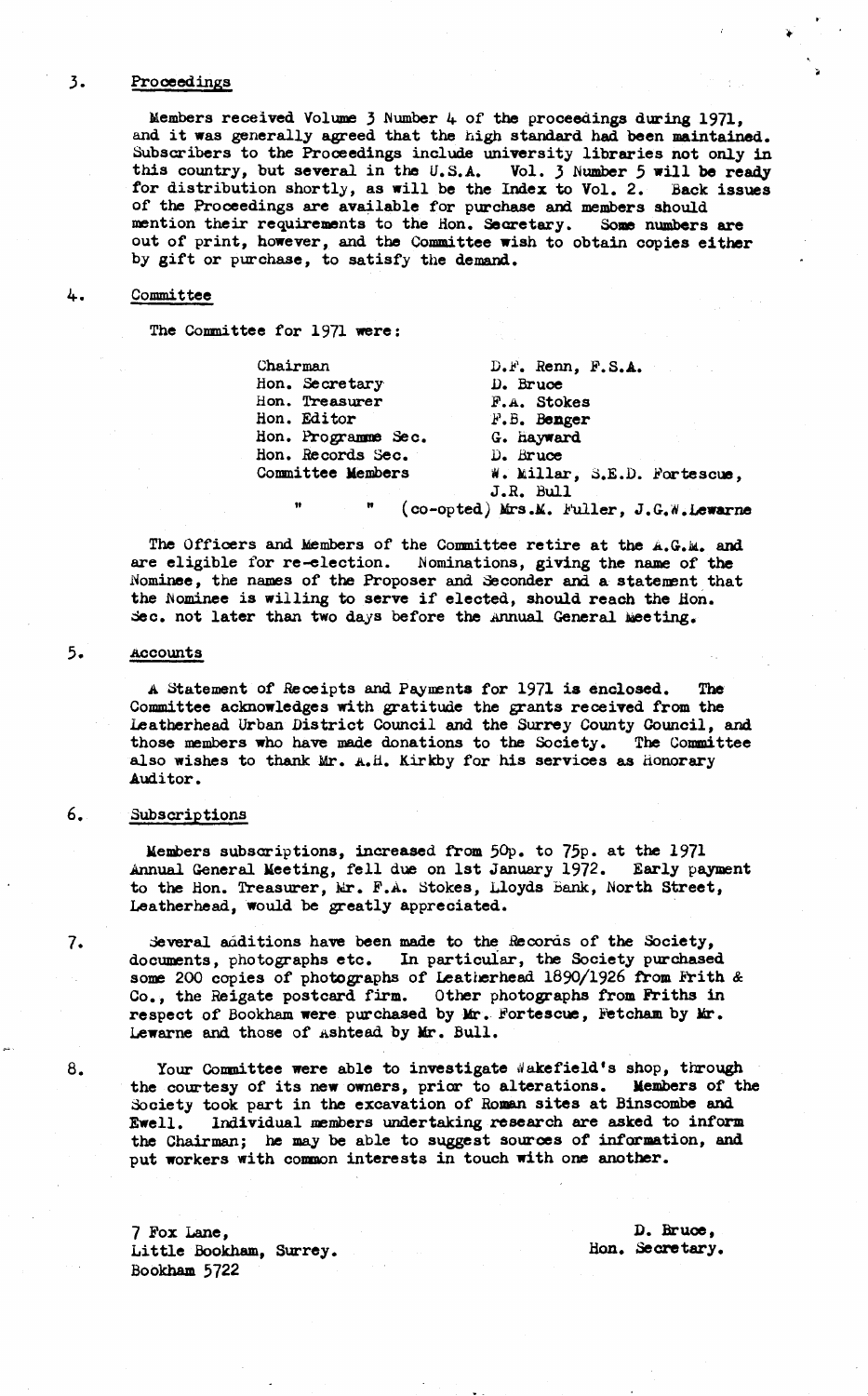3. Proceedings

Members received Volume 3 Number 4 of the proceedings during 1971, and it was generally agreed that the high standard had been maintained. Subscribers to the Proceedings include university libraries not only in this country, but several in the U.S.A. Vol. 3 Number 5 will be ready for distribution shortly, as will be the Index to Vol. 2. Back issues of the Proceedings are available for purchase and members should mention their requirements to the Hon. Secretary. Some numbers are out of print, however, and the Committee wish to obtain copies either by gift or purchase, to satisfy the demand.

4. Committee

The Committee for 1971 were:

| | |
|---|---|
| Chairman | D.F. Renn, F.S.A. |
| Hon. Secretary | D. Bruce |
| Hon. Treasurer | F.A. Stokes |
| Hon. Editor | F.B. Benger |
| Hon. Programme Sec. | G. Hayward |
| Hon. Records Sec. | D. Bruce |
| Committee Members | W. Millar, S.E.D. Fortescue, J.R. Bull |
| " " (co-opted) | Mrs.M. Fuller, J.G.W.Lewarne |

The Officers and Members of the Committee retire at the A.G.M. and are eligible for re-election. Nominations, giving the name of the Nominee, the names of the Proposer and Seconder and a statement that the Nominee is willing to serve if elected, should reach the Hon. Sec. not later than two days before the Annual General Meeting.

5. Accounts

A Statement of Receipts and Payments for 1971 is enclosed. The Committee acknowledges with gratitude the grants received from the Leatherhead Urban District Council and the Surrey County Council, and those members who have made donations to the Society. The Committee also wishes to thank Mr. A.H. Kirkby for his services as Honorary Auditor.

6. Subscriptions

Members subscriptions, increased from 50p. to 75p. at the 1971 Annual General Meeting, fell due on 1st January 1972. Early payment to the Hon. Treasurer, Mr. F.A. Stokes, Lloyds Bank, North Street, Leatherhead, would be greatly appreciated.

7. Several additions have been made to the Records of the Society, documents, photographs etc. In particular, the Society purchased some 200 copies of photographs of Leatherhead 1890/1926 from Frith & Co., the Reigate postcard firm. Other photographs from Friths in respect of Bookham were purchased by Mr. Fortescue, Fetcham by Mr. Lewarne and those of Ashtead by Mr. Bull.

8. Your Committee were able to investigate Wakefield's shop, through the courtesy of its new owners, prior to alterations. Members of the Society took part in the excavation of Roman sites at Binscombe and Ewell. Individual members undertaking research are asked to inform the Chairman; he may be able to suggest sources of information, and put workers with common interests in touch with one another.

7 Fox Lane,
Little Bookham, Surrey.
Bookham 5722

D. Bruce,
Hon. Secretary.